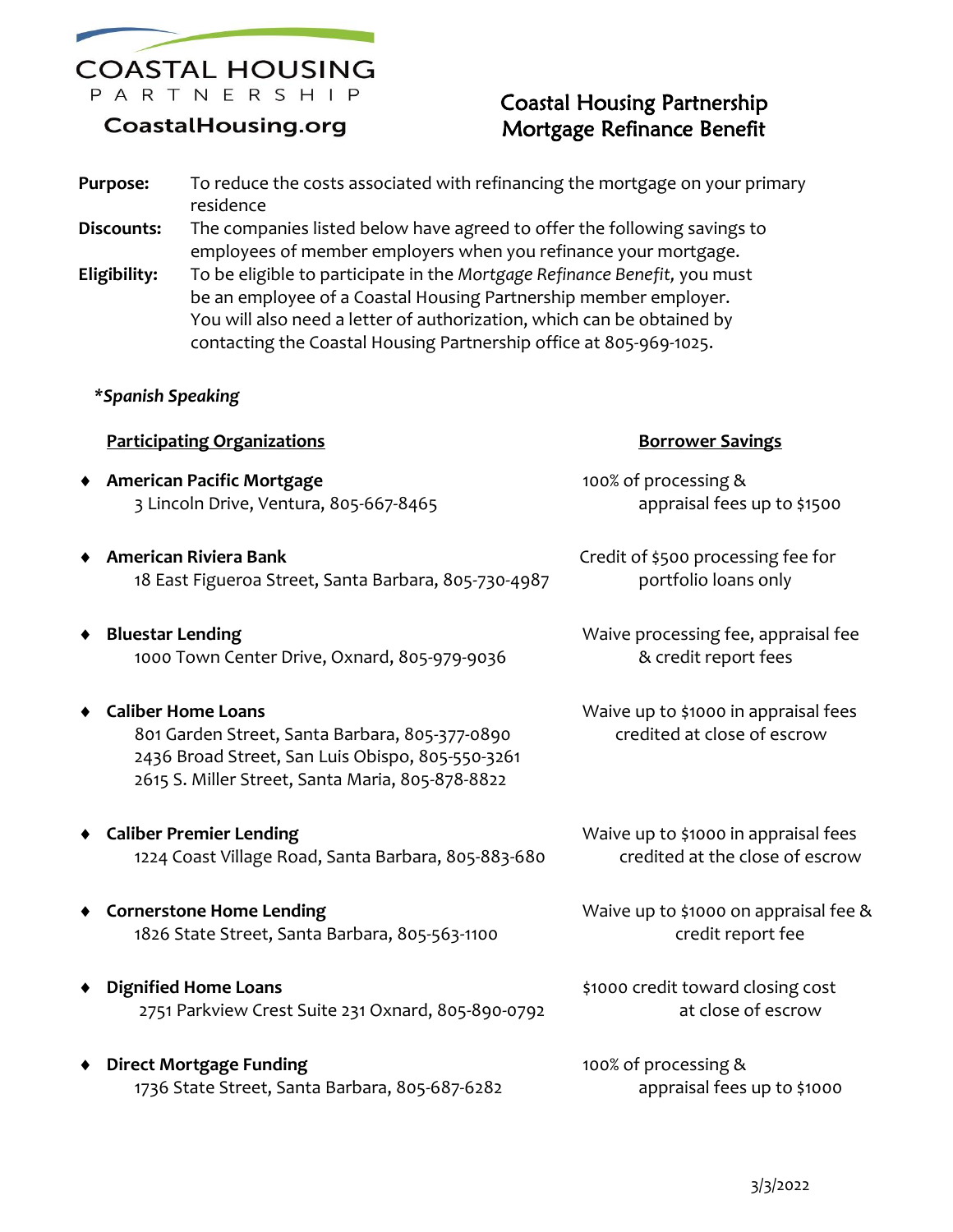COASTAL HOUSING PARTNERSHIP

CoastalHousing.org

# Coastal Housing Partnership Mortgage Refinance Benefit

**Purpose:** To reduce the costs associated with refinancing the mortgage on your primary residence

**Discounts:** The companies listed below have agreed to offer the following savings to employees of member employers when you refinance your mortgage.

**Eligibility:** To be eligible to participate in the *Mortgage Refinance Benefit,* you must be an employee of a Coastal Housing Partnership member employer. You will also need a letter of authorization, which can be obtained by contacting the Coastal Housing Partnership office at 805-969-1025.

***Spanish Speaking***

| Participating Organizations | Borrower Savings |
|---|---|
| **American Pacific Mortgage**<br>3 Lincoln Drive, Ventura, 805-667-8465 | 100% of processing & appraisal fees up to $1500 |
| **American Riviera Bank**<br>18 East Figueroa Street, Santa Barbara, 805-730-4987 | Credit of $500 processing fee for portfolio loans only |
| **Bluestar Lending**<br>1000 Town Center Drive, Oxnard, 805-979-9036 | Waive processing fee, appraisal fee & credit report fees |
| **Caliber Home Loans**<br>801 Garden Street, Santa Barbara, 805-377-0890<br>2436 Broad Street, San Luis Obispo, 805-550-3261<br>2615 S. Miller Street, Santa Maria, 805-878-8822 | Waive up to $1000 in appraisal fees credited at close of escrow |
| **Caliber Premier Lending**<br>1224 Coast Village Road, Santa Barbara, 805-883-680 | Waive up to $1000 in appraisal fees credited at the close of escrow |
| **Cornerstone Home Lending**<br>1826 State Street, Santa Barbara, 805-563-1100 | Waive up to $1000 on appraisal fee & credit report fee |
| **Dignified Home Loans**<br>2751 Parkview Crest Suite 231 Oxnard, 805-890-0792 | $1000 credit toward closing cost at close of escrow |
| **Direct Mortgage Funding**<br>1736 State Street, Santa Barbara, 805-687-6282 | 100% of processing & appraisal fees up to $1000 |

3/3/2022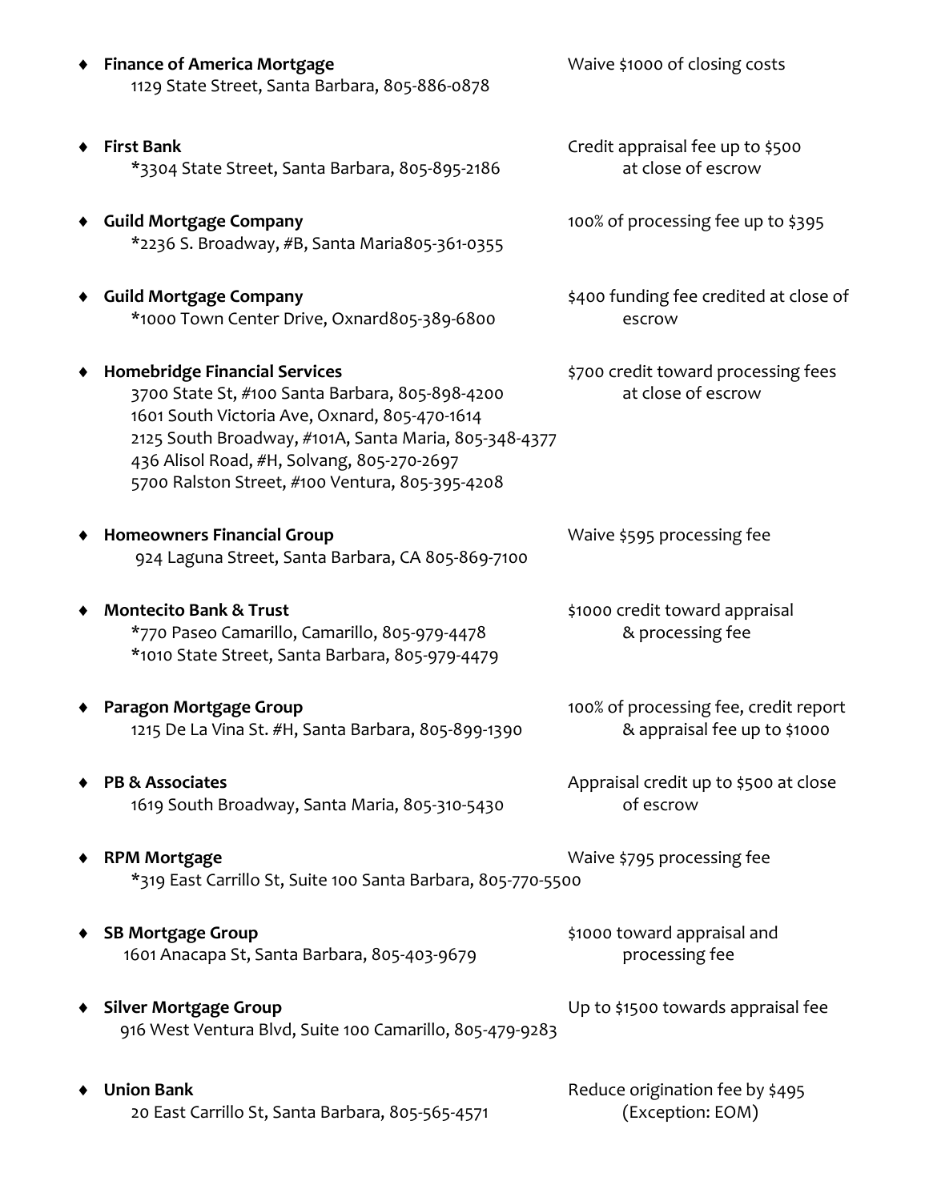- **Finance of America Mortgage** — Waive $1000 of closing costs
  1129 State Street, Santa Barbara, 805-886-0878

- **First Bank** — Credit appraisal fee up to $500 at close of escrow
  *3304 State Street, Santa Barbara, 805-895-2186

- **Guild Mortgage Company** — 100% of processing fee up to $395
  *2236 S. Broadway, #B, Santa Maria805-361-0355

- **Guild Mortgage Company** — $400 funding fee credited at close of escrow
  *1000 Town Center Drive, Oxnard805-389-6800

- **Homebridge Financial Services** — $700 credit toward processing fees at close of escrow
  3700 State St, #100 Santa Barbara, 805-898-4200
  1601 South Victoria Ave, Oxnard, 805-470-1614
  2125 South Broadway, #101A, Santa Maria, 805-348-4377
  436 Alisol Road, #H, Solvang, 805-270-2697
  5700 Ralston Street, #100 Ventura, 805-395-4208

- **Homeowners Financial Group** — Waive $595 processing fee
  924 Laguna Street, Santa Barbara, CA 805-869-7100

- **Montecito Bank & Trust** — $1000 credit toward appraisal & processing fee
  *770 Paseo Camarillo, Camarillo, 805-979-4478
  *1010 State Street, Santa Barbara, 805-979-4479

- **Paragon Mortgage Group** — 100% of processing fee, credit report & appraisal fee up to $1000
  1215 De La Vina St. #H, Santa Barbara, 805-899-1390

- **PB & Associates** — Appraisal credit up to $500 at close of escrow
  1619 South Broadway, Santa Maria, 805-310-5430

- **RPM Mortgage** — Waive $795 processing fee
  *319 East Carrillo St, Suite 100 Santa Barbara, 805-770-5500

- **SB Mortgage Group** — $1000 toward appraisal and processing fee
  1601 Anacapa St, Santa Barbara, 805-403-9679

- **Silver Mortgage Group** — Up to $1500 towards appraisal fee
  916 West Ventura Blvd, Suite 100 Camarillo, 805-479-9283

- **Union Bank** — Reduce origination fee by $495 (Exception: EOM)
  20 East Carrillo St, Santa Barbara, 805-565-4571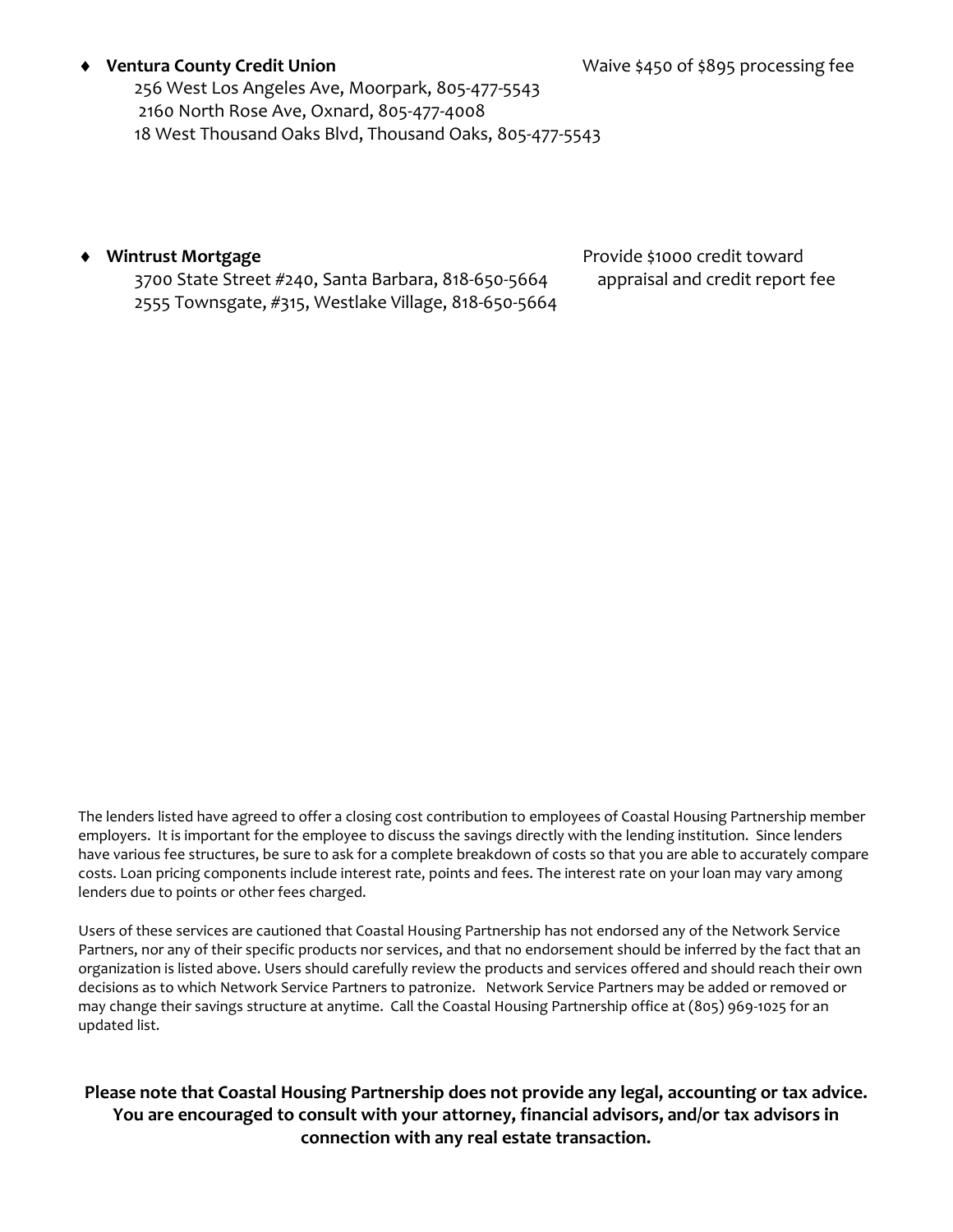- **Ventura County Credit Union** — Waive $450 of $895 processing fee
  256 West Los Angeles Ave, Moorpark, 805-477-5543
  2160 North Rose Ave, Oxnard, 805-477-4008
  18 West Thousand Oaks Blvd, Thousand Oaks, 805-477-5543

- **Wintrust Mortgage** — Provide $1000 credit toward appraisal and credit report fee
  3700 State Street #240, Santa Barbara, 818-650-5664
  2555 Townsgate, #315, Westlake Village, 818-650-5664

The lenders listed have agreed to offer a closing cost contribution to employees of Coastal Housing Partnership member employers. It is important for the employee to discuss the savings directly with the lending institution. Since lenders have various fee structures, be sure to ask for a complete breakdown of costs so that you are able to accurately compare costs. Loan pricing components include interest rate, points and fees. The interest rate on your loan may vary among lenders due to points or other fees charged.

Users of these services are cautioned that Coastal Housing Partnership has not endorsed any of the Network Service Partners, nor any of their specific products nor services, and that no endorsement should be inferred by the fact that an organization is listed above. Users should carefully review the products and services offered and should reach their own decisions as to which Network Service Partners to patronize. Network Service Partners may be added or removed or may change their savings structure at anytime. Call the Coastal Housing Partnership office at (805) 969-1025 for an updated list.

**Please note that Coastal Housing Partnership does not provide any legal, accounting or tax advice. You are encouraged to consult with your attorney, financial advisors, and/or tax advisors in connection with any real estate transaction.**